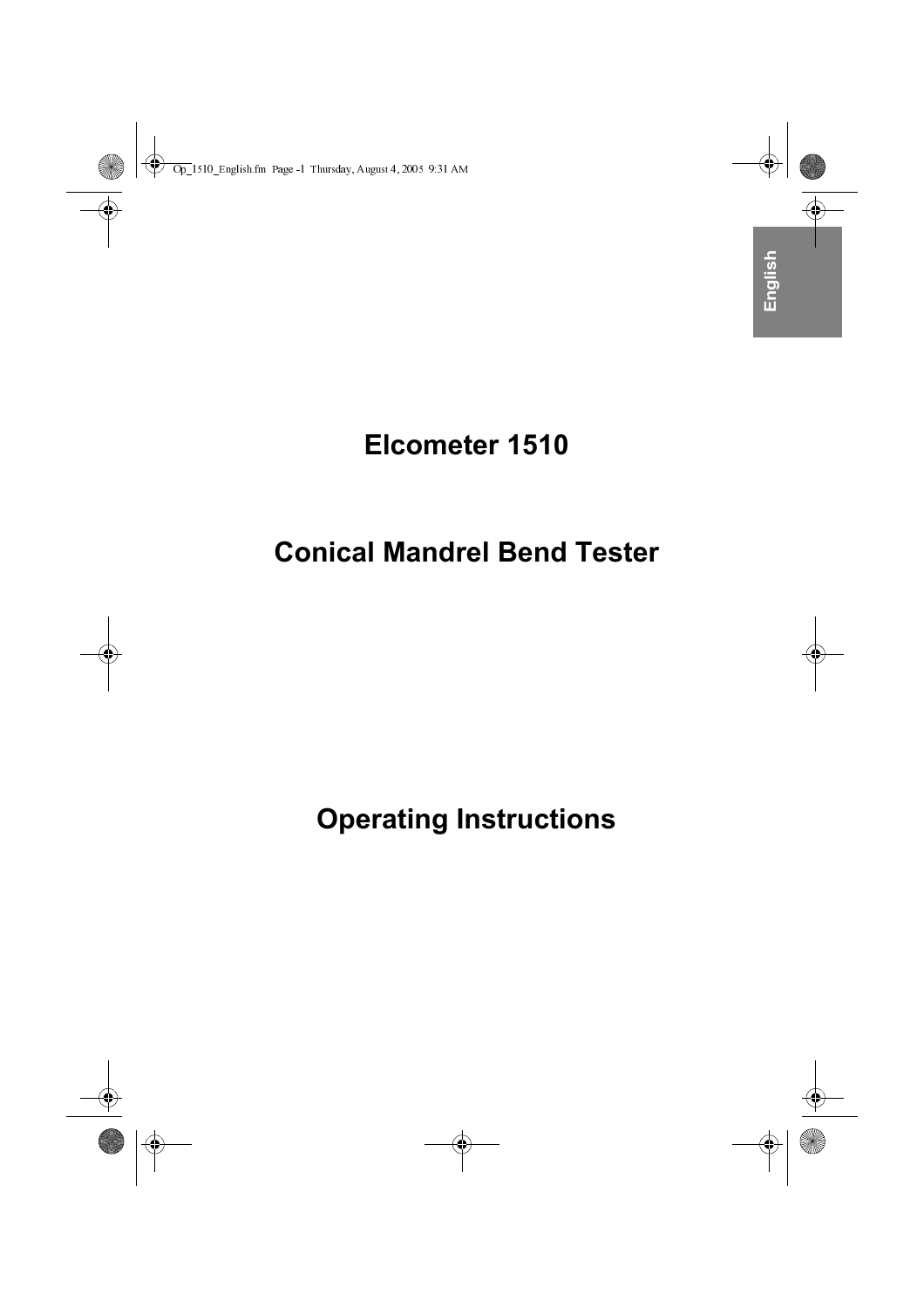# Elcometer 1510

# Conical Mandrel Bend Tester

# Operating Instructions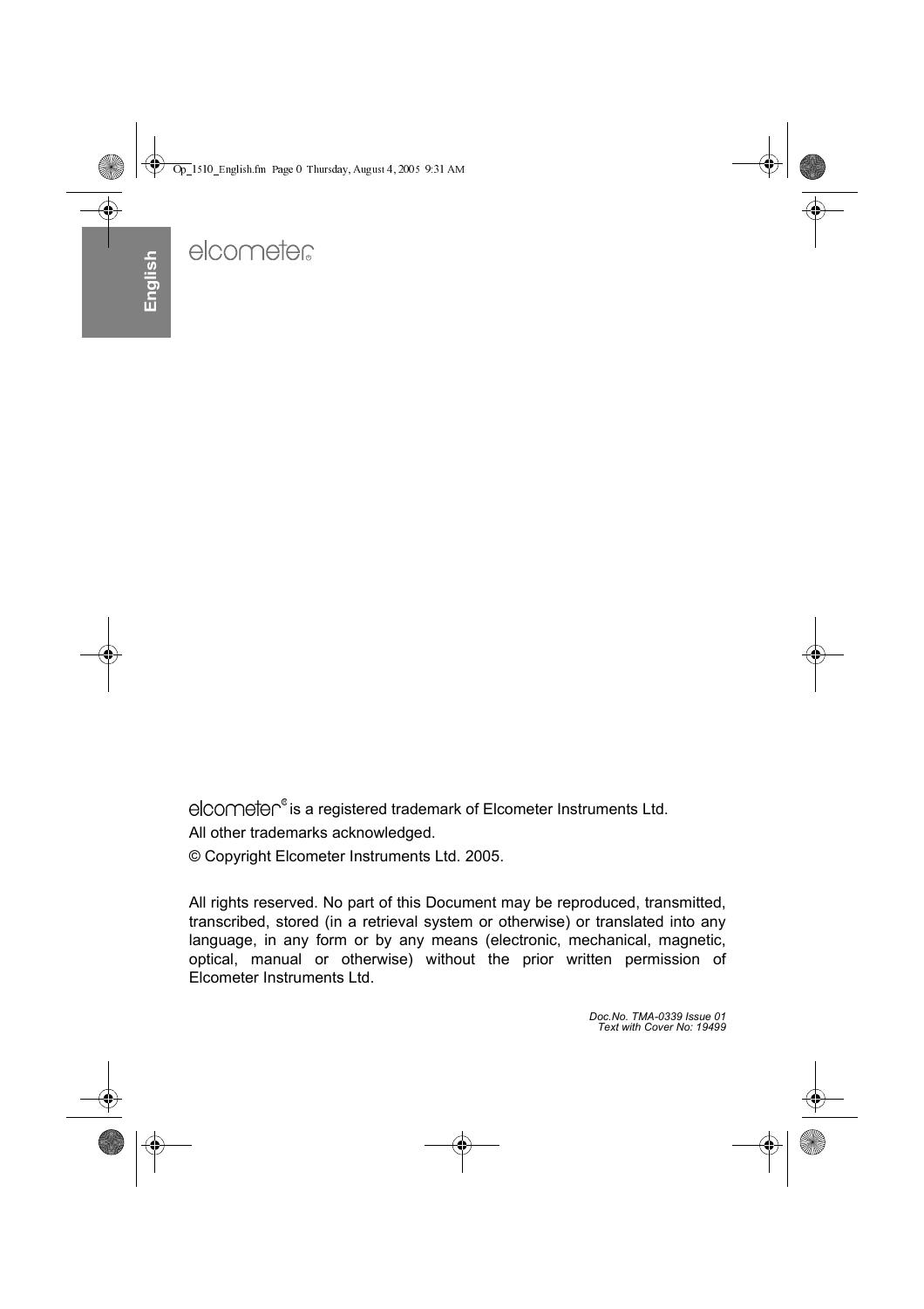elcometer

elcometer® is a registered trademark of Elcometer Instruments Ltd.

All other trademarks acknowledged.

© Copyright Elcometer Instruments Ltd. 2005.

All rights reserved. No part of this Document may be reproduced, transmitted, transcribed, stored (in a retrieval system or otherwise) or translated into any language, in any form or by any means (electronic, mechanical, magnetic, optical, manual or otherwise) without the prior written permission of Elcometer Instruments Ltd.

*Doc.No. TMA-0339 Issue 01*
*Text with Cover No: 19499*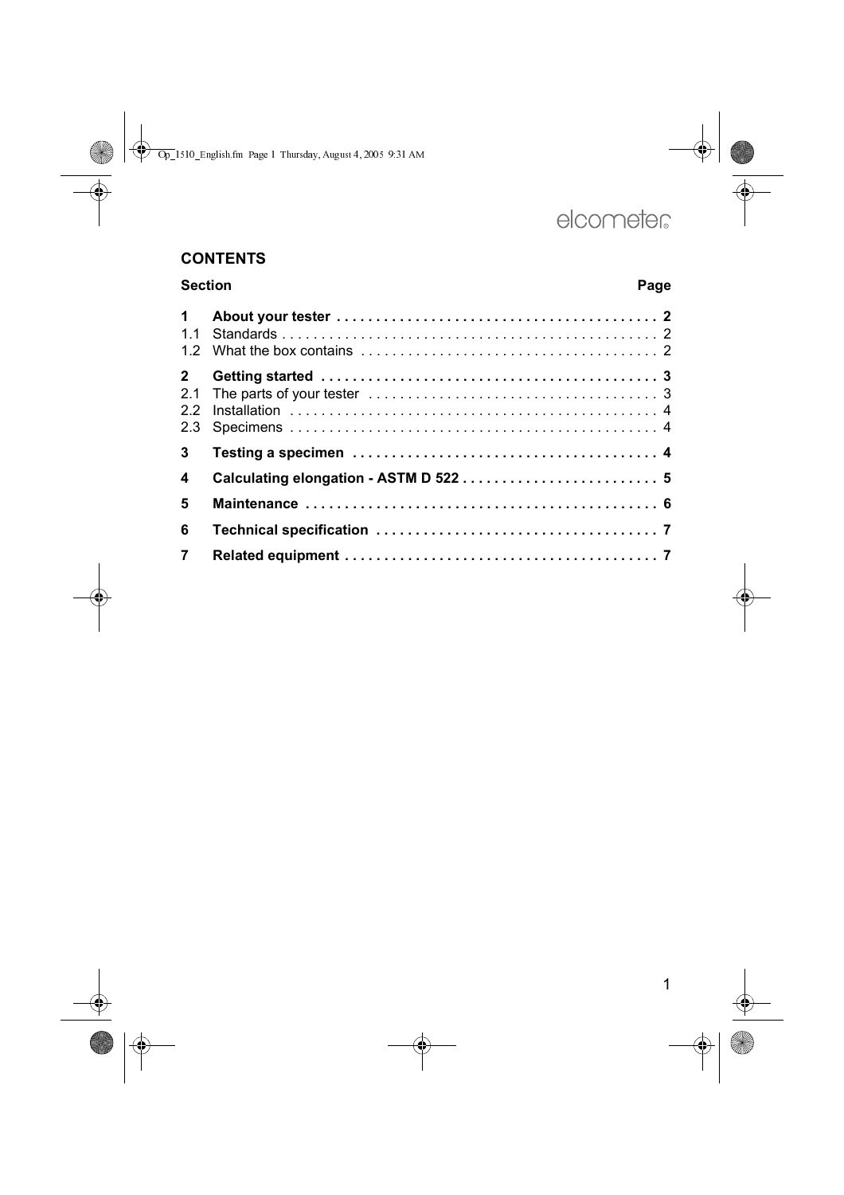## CONTENTS

| Section | | Page |
|---|---|---|
| **1** | **About your tester** | **2** |
| 1.1 | Standards | 2 |
| 1.2 | What the box contains | 2 |
| **2** | **Getting started** | **3** |
| 2.1 | The parts of your tester | 3 |
| 2.2 | Installation | 4 |
| 2.3 | Specimens | 4 |
| **3** | **Testing a specimen** | **4** |
| **4** | **Calculating elongation - ASTM D 522** | **5** |
| **5** | **Maintenance** | **6** |
| **6** | **Technical specification** | **7** |
| **7** | **Related equipment** | **7** |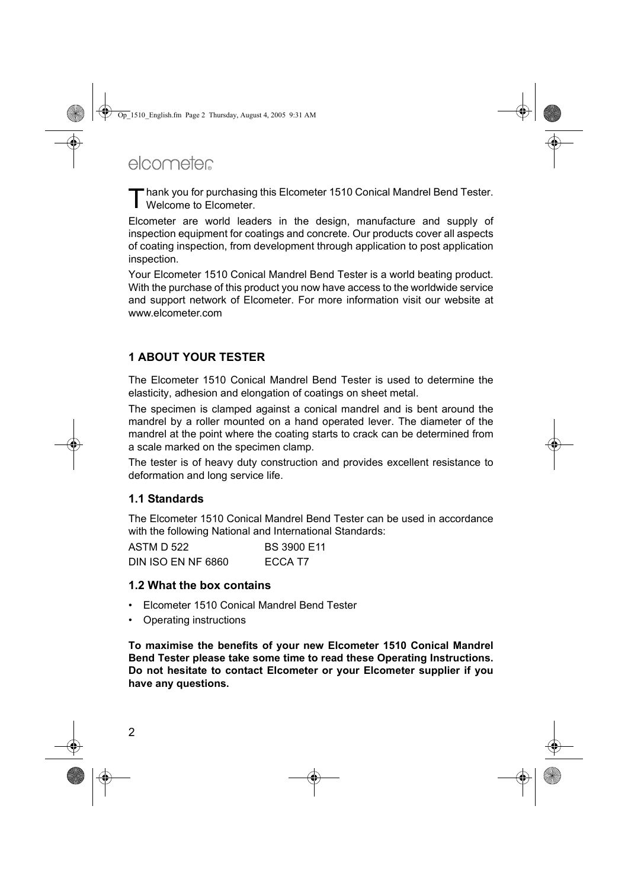Thank you for purchasing this Elcometer 1510 Conical Mandrel Bend Tester. Welcome to Elcometer.

Elcometer are world leaders in the design, manufacture and supply of inspection equipment for coatings and concrete. Our products cover all aspects of coating inspection, from development through application to post application inspection.

Your Elcometer 1510 Conical Mandrel Bend Tester is a world beating product. With the purchase of this product you now have access to the worldwide service and support network of Elcometer. For more information visit our website at www.elcometer.com

## 1 ABOUT YOUR TESTER

The Elcometer 1510 Conical Mandrel Bend Tester is used to determine the elasticity, adhesion and elongation of coatings on sheet metal.

The specimen is clamped against a conical mandrel and is bent around the mandrel by a roller mounted on a hand operated lever. The diameter of the mandrel at the point where the coating starts to crack can be determined from a scale marked on the specimen clamp.

The tester is of heavy duty construction and provides excellent resistance to deformation and long service life.

### 1.1 Standards

The Elcometer 1510 Conical Mandrel Bend Tester can be used in accordance with the following National and International Standards:

| | |
|---|---|
| ASTM D 522 | BS 3900 E11 |
| DIN ISO EN NF 6860 | ECCA T7 |

### 1.2 What the box contains

- Elcometer 1510 Conical Mandrel Bend Tester
- Operating instructions

**To maximise the benefits of your new Elcometer 1510 Conical Mandrel Bend Tester please take some time to read these Operating Instructions. Do not hesitate to contact Elcometer or your Elcometer supplier if you have any questions.**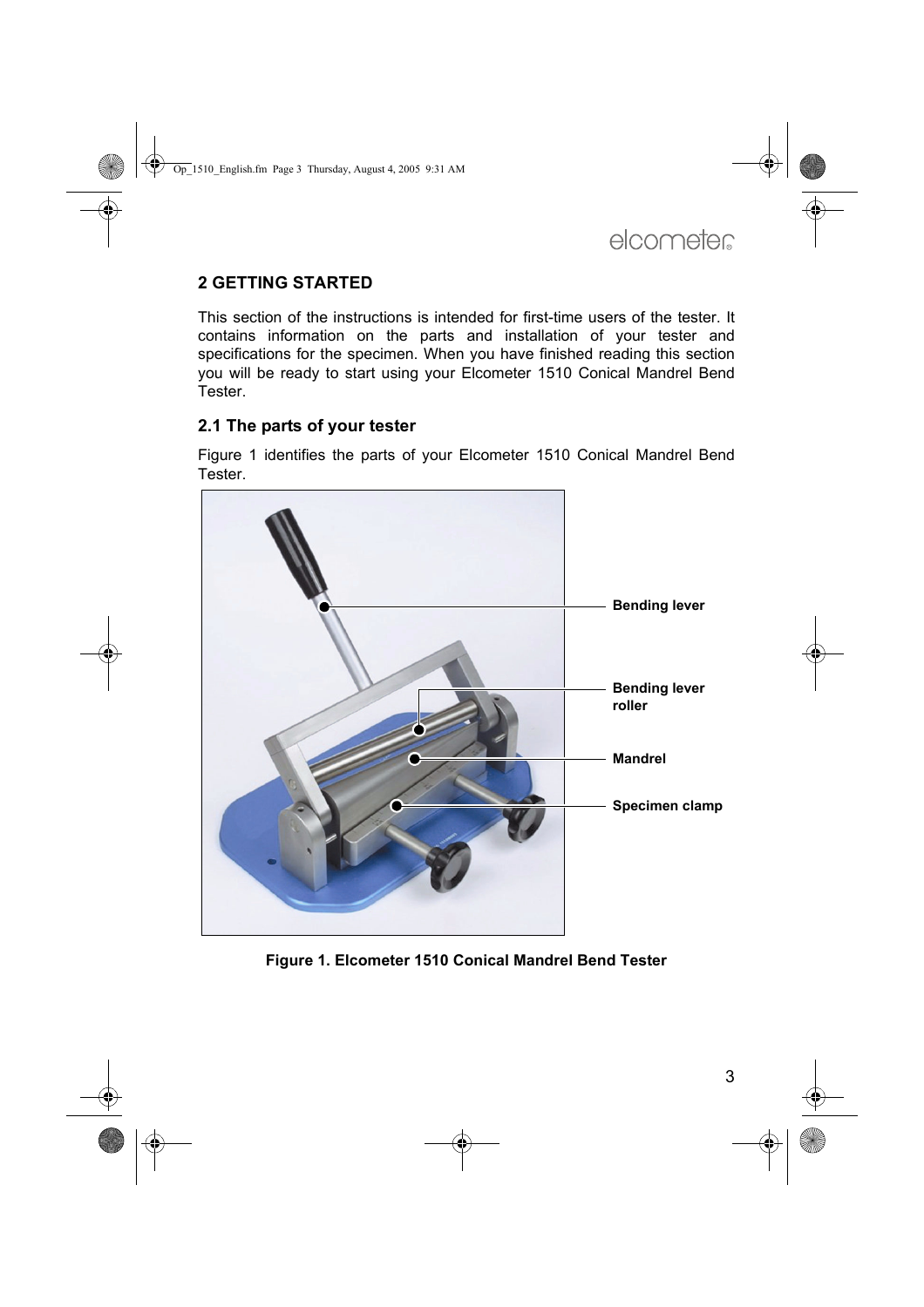## 2 GETTING STARTED

This section of the instructions is intended for first-time users of the tester. It contains information on the parts and installation of your tester and specifications for the specimen. When you have finished reading this section you will be ready to start using your Elcometer 1510 Conical Mandrel Bend Tester.

### 2.1 The parts of your tester

Figure 1 identifies the parts of your Elcometer 1510 Conical Mandrel Bend Tester.

Bending lever

Bending lever roller

Mandrel

Specimen clamp

**Figure 1. Elcometer 1510 Conical Mandrel Bend Tester**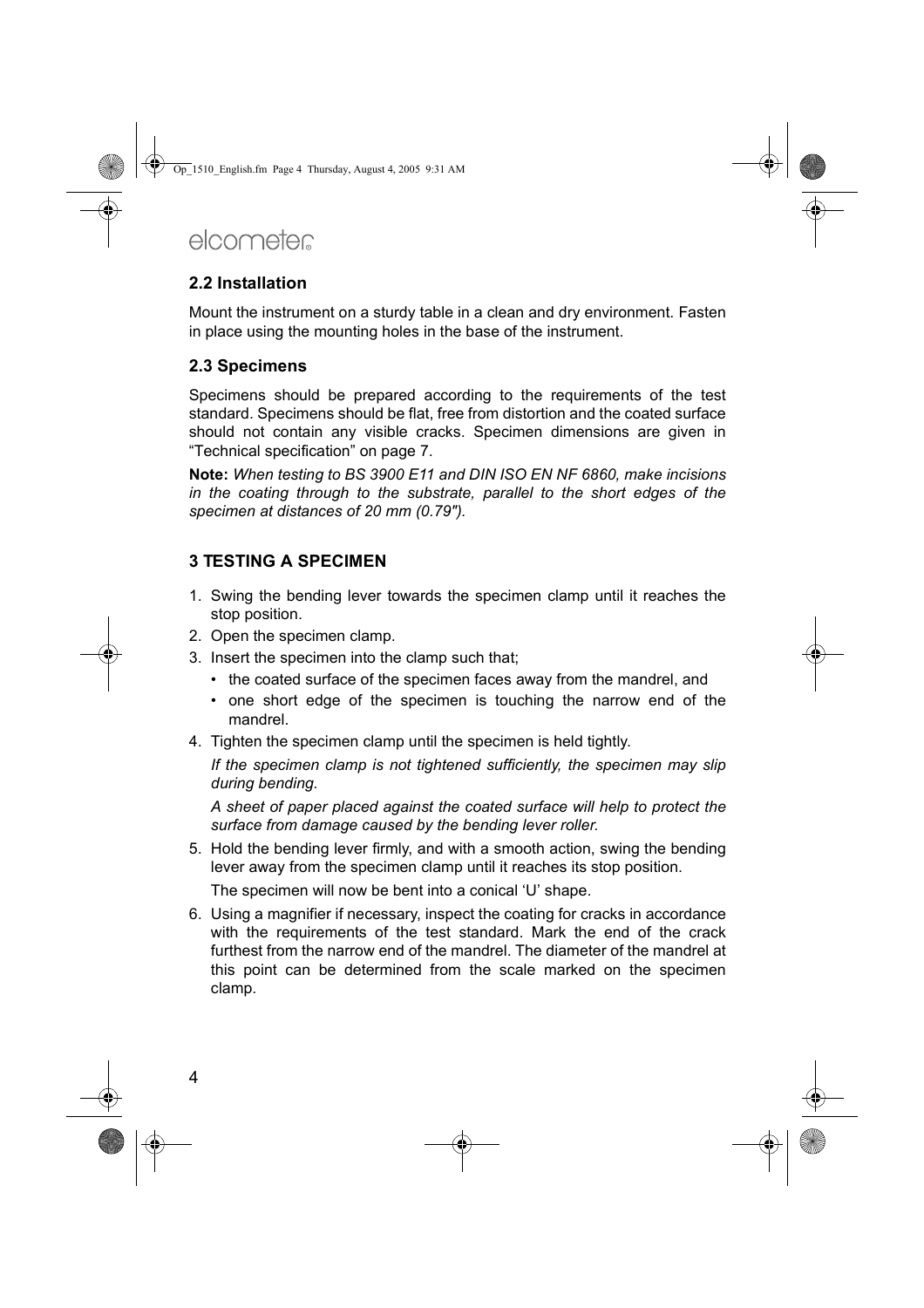## 2.2 Installation

Mount the instrument on a sturdy table in a clean and dry environment. Fasten in place using the mounting holes in the base of the instrument.

## 2.3 Specimens

Specimens should be prepared according to the requirements of the test standard. Specimens should be flat, free from distortion and the coated surface should not contain any visible cracks. Specimen dimensions are given in "Technical specification" on page 7.

**Note:** *When testing to BS 3900 E11 and DIN ISO EN NF 6860, make incisions in the coating through to the substrate, parallel to the short edges of the specimen at distances of 20 mm (0.79").*

# 3 TESTING A SPECIMEN

1. Swing the bending lever towards the specimen clamp until it reaches the stop position.
2. Open the specimen clamp.
3. Insert the specimen into the clamp such that;
   - the coated surface of the specimen faces away from the mandrel, and
   - one short edge of the specimen is touching the narrow end of the mandrel.
4. Tighten the specimen clamp until the specimen is held tightly.

   *If the specimen clamp is not tightened sufficiently, the specimen may slip during bending.*

   *A sheet of paper placed against the coated surface will help to protect the surface from damage caused by the bending lever roller.*
5. Hold the bending lever firmly, and with a smooth action, swing the bending lever away from the specimen clamp until it reaches its stop position.

   The specimen will now be bent into a conical 'U' shape.
6. Using a magnifier if necessary, inspect the coating for cracks in accordance with the requirements of the test standard. Mark the end of the crack furthest from the narrow end of the mandrel. The diameter of the mandrel at this point can be determined from the scale marked on the specimen clamp.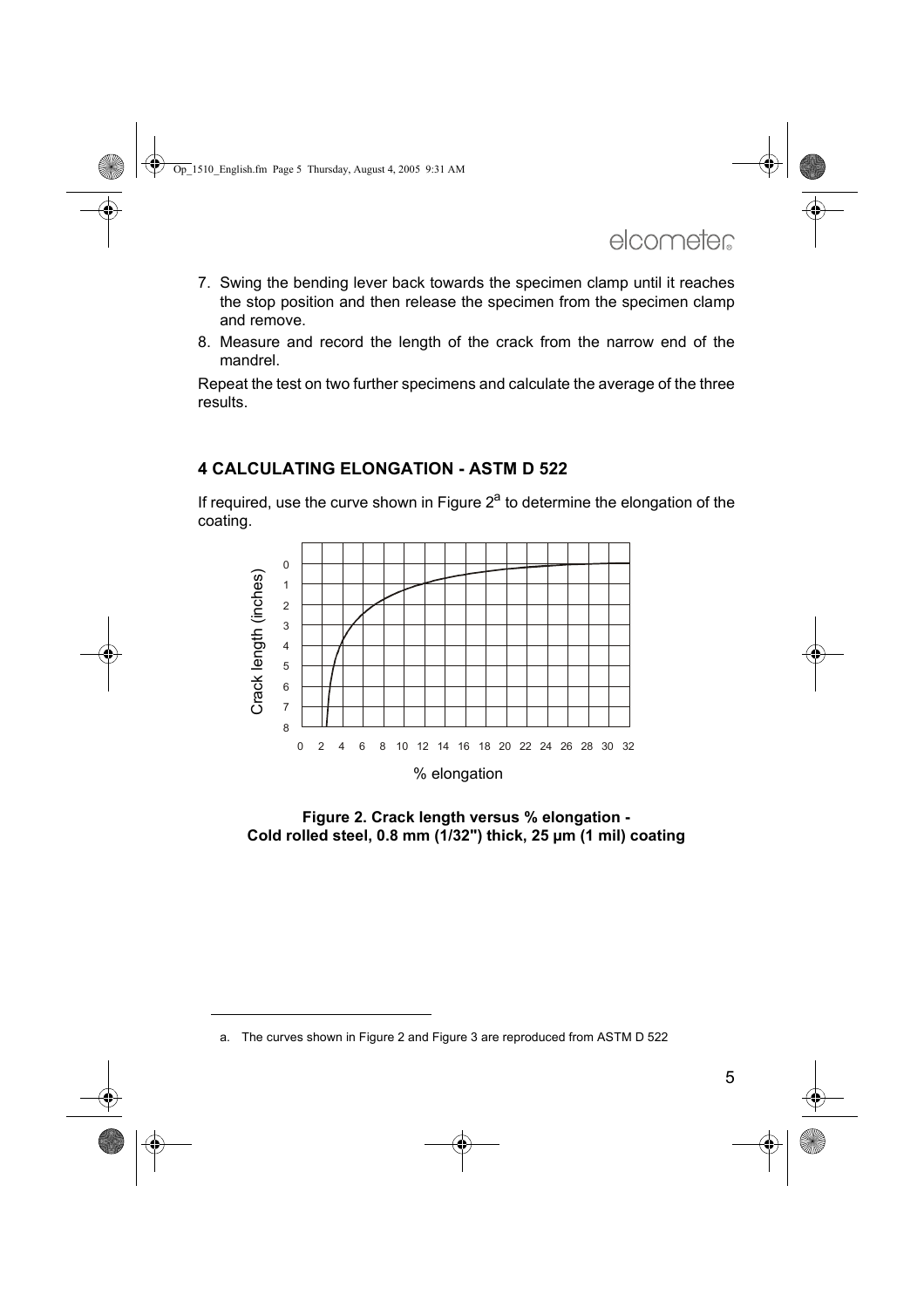7. Swing the bending lever back towards the specimen clamp until it reaches the stop position and then release the specimen from the specimen clamp and remove.
8. Measure and record the length of the crack from the narrow end of the mandrel.

Repeat the test on two further specimens and calculate the average of the three results.

## 4 CALCULATING ELONGATION - ASTM D 522

If required, use the curve shown in Figure 2[a] to determine the elongation of the coating.

**Figure 2. Crack length versus % elongation - Cold rolled steel, 0.8 mm (1/32") thick, 25 µm (1 mil) coating**

a. The curves shown in Figure 2 and Figure 3 are reproduced from ASTM D 522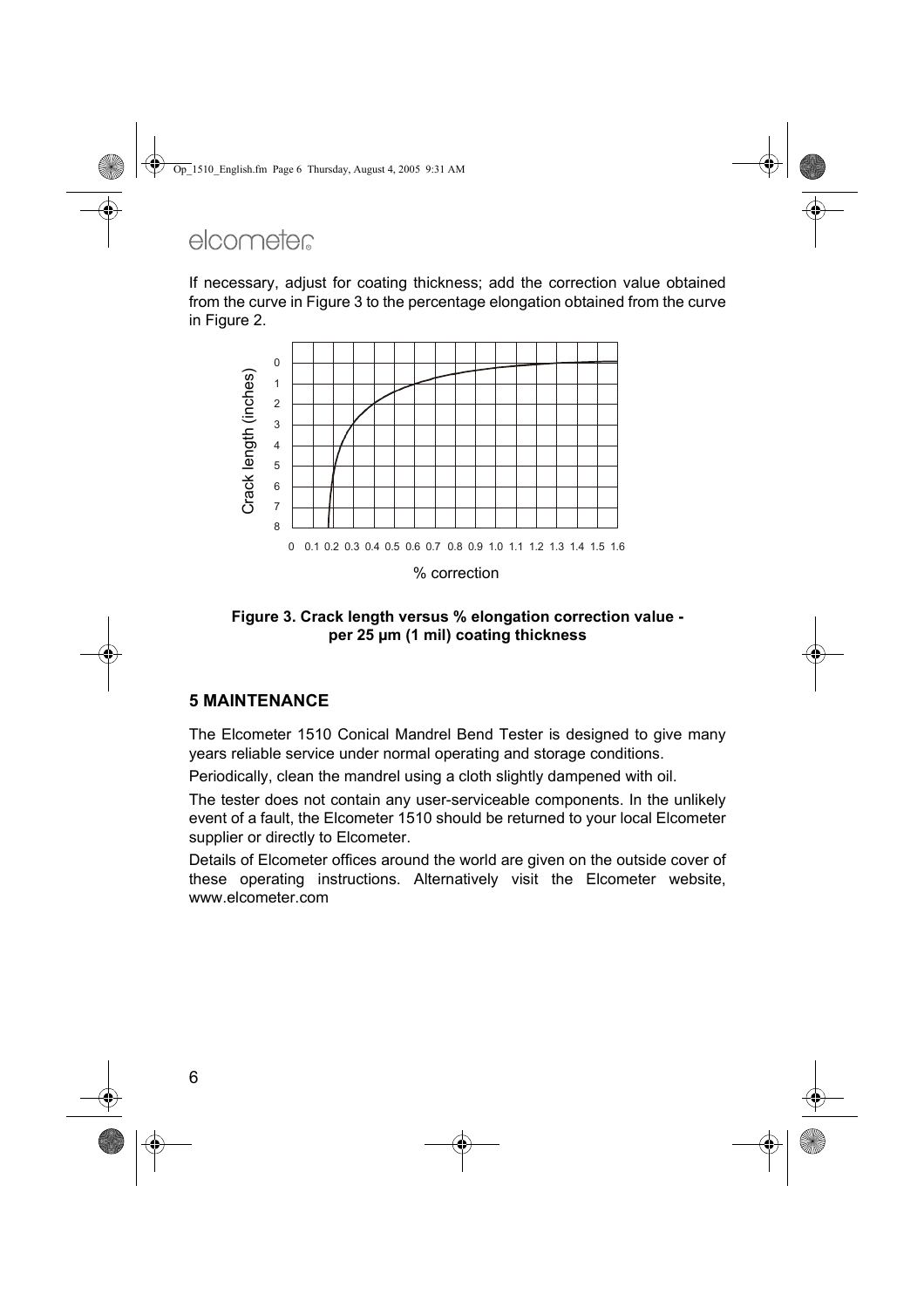If necessary, adjust for coating thickness; add the correction value obtained from the curve in Figure 3 to the percentage elongation obtained from the curve in Figure 2.

**Figure 3. Crack length versus % elongation correction value - per 25 µm (1 mil) coating thickness**

## 5 MAINTENANCE

The Elcometer 1510 Conical Mandrel Bend Tester is designed to give many years reliable service under normal operating and storage conditions.

Periodically, clean the mandrel using a cloth slightly dampened with oil.

The tester does not contain any user-serviceable components. In the unlikely event of a fault, the Elcometer 1510 should be returned to your local Elcometer supplier or directly to Elcometer.

Details of Elcometer offices around the world are given on the outside cover of these operating instructions. Alternatively visit the Elcometer website, www.elcometer.com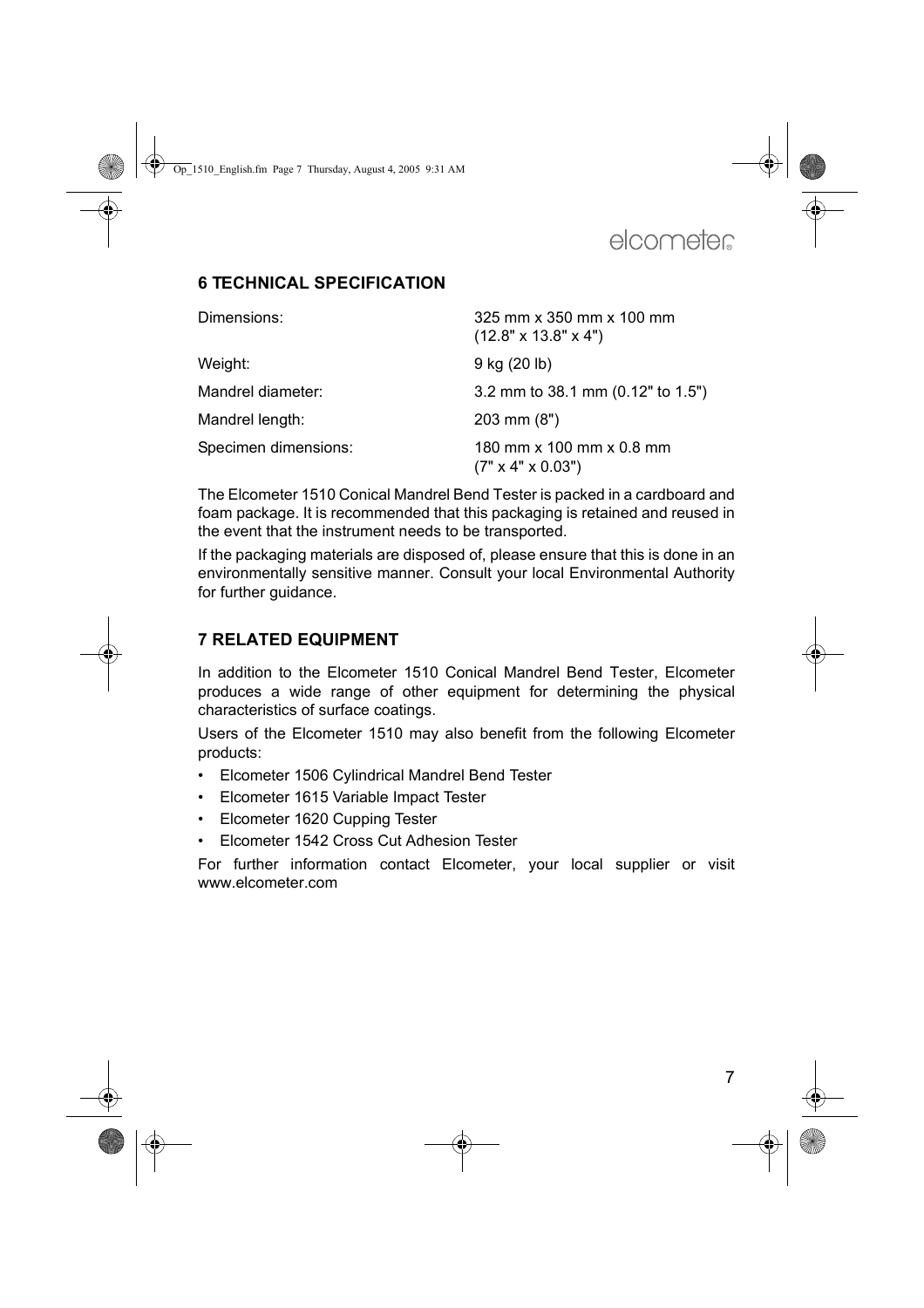## 6 TECHNICAL SPECIFICATION

| | |
|---|---|
| Dimensions: | 325 mm x 350 mm x 100 mm (12.8" x 13.8" x 4") |
| Weight: | 9 kg (20 lb) |
| Mandrel diameter: | 3.2 mm to 38.1 mm (0.12" to 1.5") |
| Mandrel length: | 203 mm (8") |
| Specimen dimensions: | 180 mm x 100 mm x 0.8 mm (7" x 4" x 0.03") |

The Elcometer 1510 Conical Mandrel Bend Tester is packed in a cardboard and foam package. It is recommended that this packaging is retained and reused in the event that the instrument needs to be transported.

If the packaging materials are disposed of, please ensure that this is done in an environmentally sensitive manner. Consult your local Environmental Authority for further guidance.

## 7 RELATED EQUIPMENT

In addition to the Elcometer 1510 Conical Mandrel Bend Tester, Elcometer produces a wide range of other equipment for determining the physical characteristics of surface coatings.

Users of the Elcometer 1510 may also benefit from the following Elcometer products:

- Elcometer 1506 Cylindrical Mandrel Bend Tester
- Elcometer 1615 Variable Impact Tester
- Elcometer 1620 Cupping Tester
- Elcometer 1542 Cross Cut Adhesion Tester

For further information contact Elcometer, your local supplier or visit www.elcometer.com